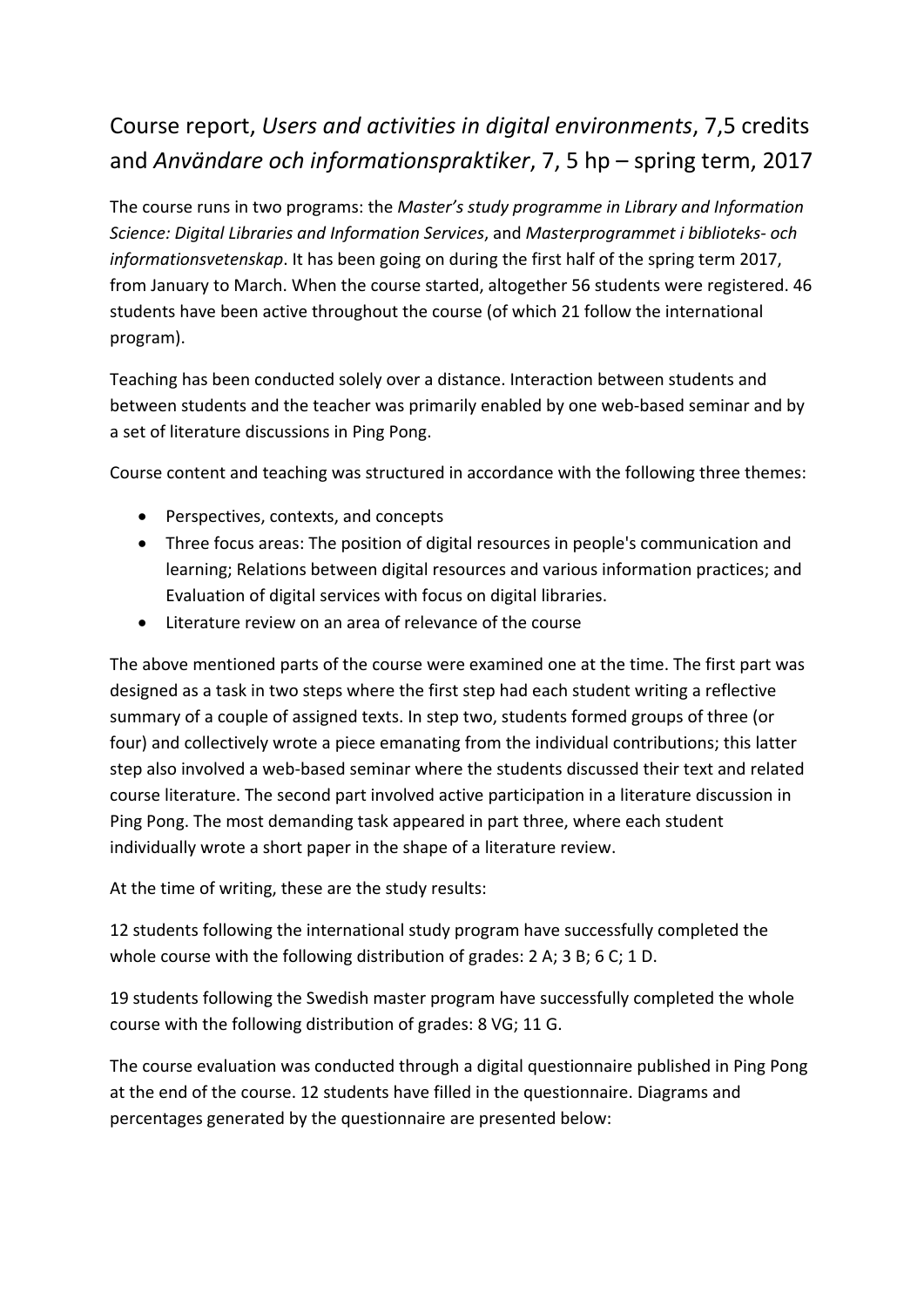# Course report, *Users and activities in digital environments*, 7,5 credits and *Användare och informationspraktiker*, 7, 5 hp – spring term, 2017

The course runs in two programs: the *Master's study programme in Library and Information Science: Digital Libraries and Information Services*, and *Masterprogrammet i biblioteks- och informationsvetenskap*. It has been going on during the first half of the spring term 2017, from January to March. When the course started, altogether 56 students were registered. 46 students have been active throughout the course (of which 21 follow the international program).

Teaching has been conducted solely over a distance. Interaction between students and between students and the teacher was primarily enabled by one web-based seminar and by a set of literature discussions in Ping Pong.

Course content and teaching was structured in accordance with the following three themes:

- Perspectives, contexts, and concepts
- Three focus areas: The position of digital resources in people's communication and learning; Relations between digital resources and various information practices; and Evaluation of digital services with focus on digital libraries.
- Literature review on an area of relevance of the course

The above mentioned parts of the course were examined one at the time. The first part was designed as a task in two steps where the first step had each student writing a reflective summary of a couple of assigned texts. In step two, students formed groups of three (or four) and collectively wrote a piece emanating from the individual contributions; this latter step also involved a web-based seminar where the students discussed their text and related course literature. The second part involved active participation in a literature discussion in Ping Pong. The most demanding task appeared in part three, where each student individually wrote a short paper in the shape of a literature review.

At the time of writing, these are the study results:

12 students following the international study program have successfully completed the whole course with the following distribution of grades: 2 A; 3 B; 6 C; 1 D.

19 students following the Swedish master program have successfully completed the whole course with the following distribution of grades: 8 VG; 11 G.

The course evaluation was conducted through a digital questionnaire published in Ping Pong at the end of the course. 12 students have filled in the questionnaire. Diagrams and percentages generated by the questionnaire are presented below: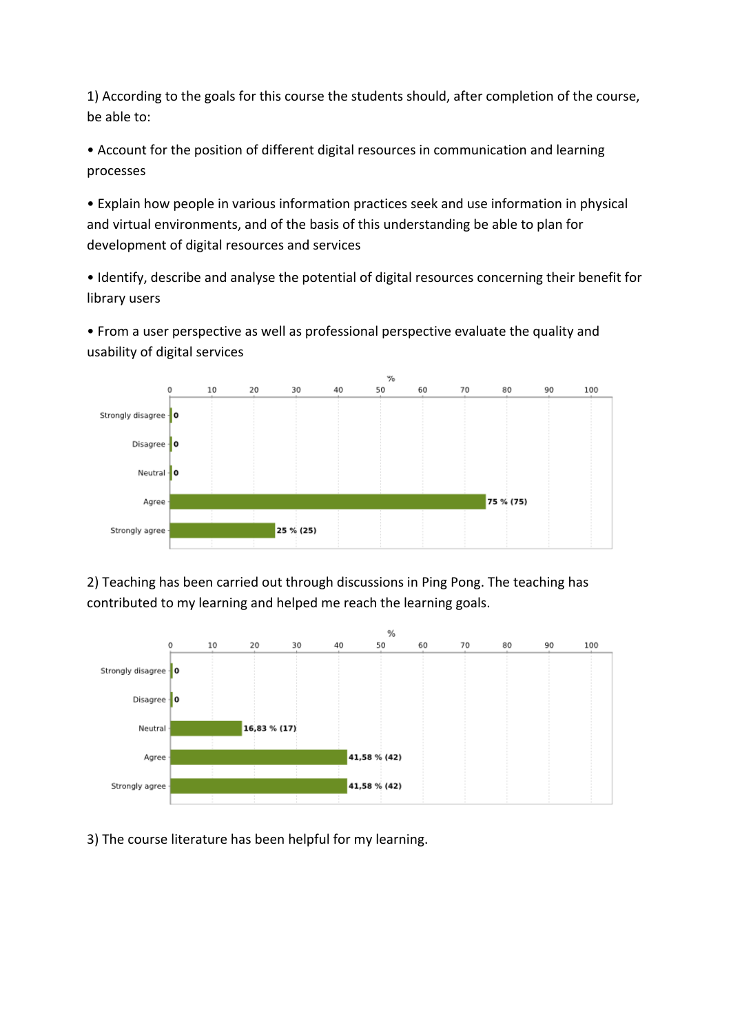1) According to the goals for this course the students should, after completion of the course, be able to:

- Account for the position of different digital resources in communication and learning processes
- Explain how people in various information practices seek and use information in physical and virtual environments, and of the basis of this understanding be able to plan for development of digital resources and services
- Identify, describe and analyse the potential of digital resources concerning their benefit for library users
- From a user perspective as well as professional perspective evaluate the quality and usability of digital services

%

0 10 20 30 40 50 60 70 80 90 100

Strongly disagree 0

Disagree 0

Neutral 0

Agree 75 % (75)

Strongly agree 25 % (25)

2) Teaching has been carried out through discussions in Ping Pong. The teaching has contributed to my learning and helped me reach the learning goals.

%

0 10 20 30 40 50 60 70 80 90 100

Strongly disagree 0

Disagree 0

Neutral 16,83 % (17)

Agree 41,58 % (42)

Strongly agree 41,58 % (42)

3) The course literature has been helpful for my learning.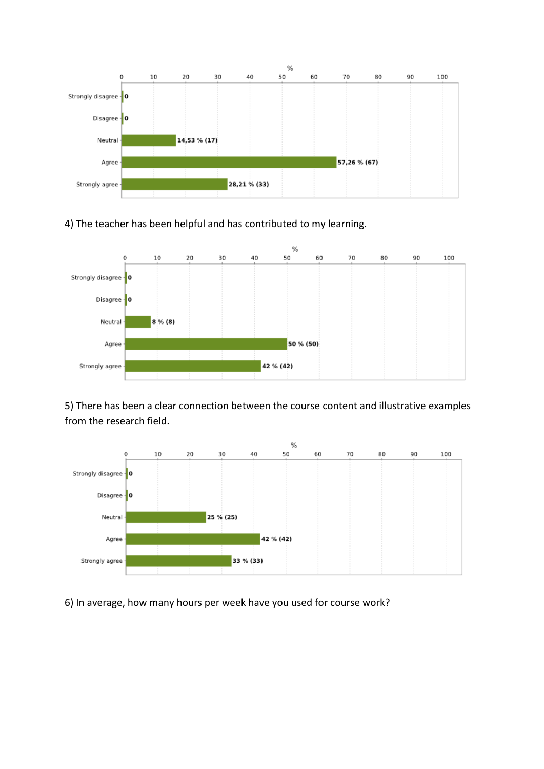%

0 10 20 30 40 50 60 70 80 90 100

Strongly disagree 0

Disagree 0

Neutral 14,53 % (17)

Agree 57,26 % (67)

Strongly agree 28,21 % (33)

4) The teacher has been helpful and has contributed to my learning.

%

0 10 20 30 40 50 60 70 80 90 100

Strongly disagree 0

Disagree 0

Neutral 8 % (8)

Agree 50 % (50)

Strongly agree 42 % (42)

5) There has been a clear connection between the course content and illustrative examples from the research field.

%

0 10 20 30 40 50 60 70 80 90 100

Strongly disagree 0

Disagree 0

Neutral 25 % (25)

Agree 42 % (42)

Strongly agree 33 % (33)

6) In average, how many hours per week have you used for course work?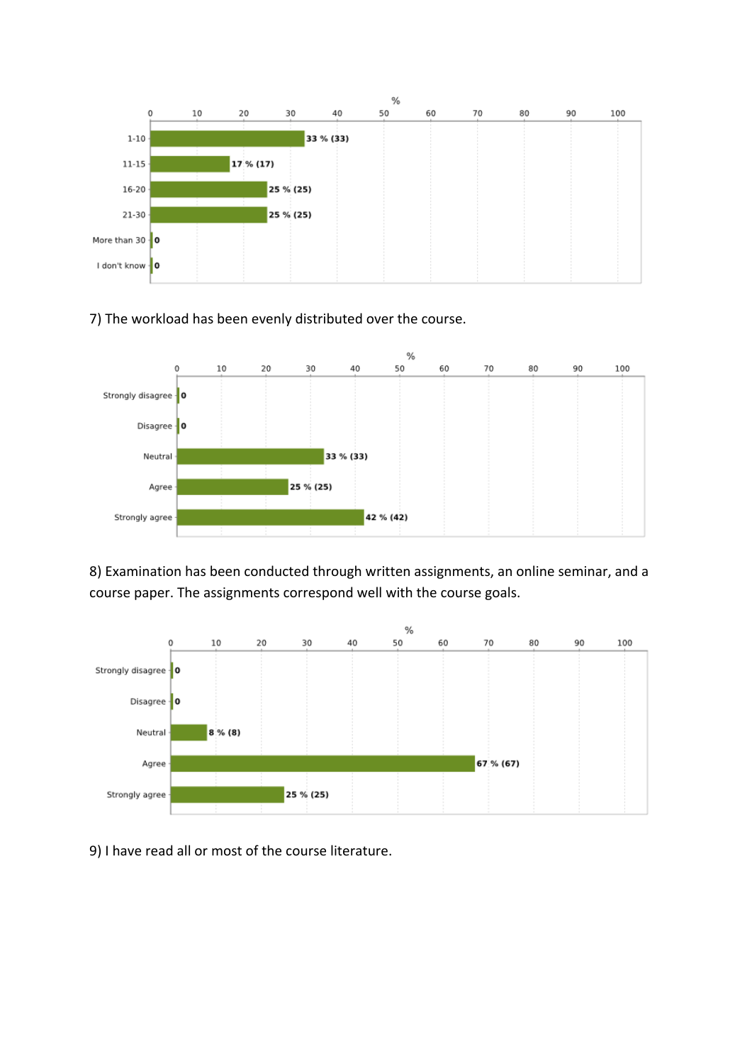%

0 10 20 30 40 50 60 70 80 90 100

1-10 33 % (33)

11-15 17 % (17)

16-20 25 % (25)

21-30 25 % (25)

More than 30 0

I don't know 0

7) The workload has been evenly distributed over the course.

%

0 10 20 30 40 50 60 70 80 90 100

Strongly disagree 0

Disagree 0

Neutral 33 % (33)

Agree 25 % (25)

Strongly agree 42 % (42)

8) Examination has been conducted through written assignments, an online seminar, and a course paper. The assignments correspond well with the course goals.

%

0 10 20 30 40 50 60 70 80 90 100

Strongly disagree 0

Disagree 0

Neutral 8 % (8)

Agree 67 % (67)

Strongly agree 25 % (25)

9) I have read all or most of the course literature.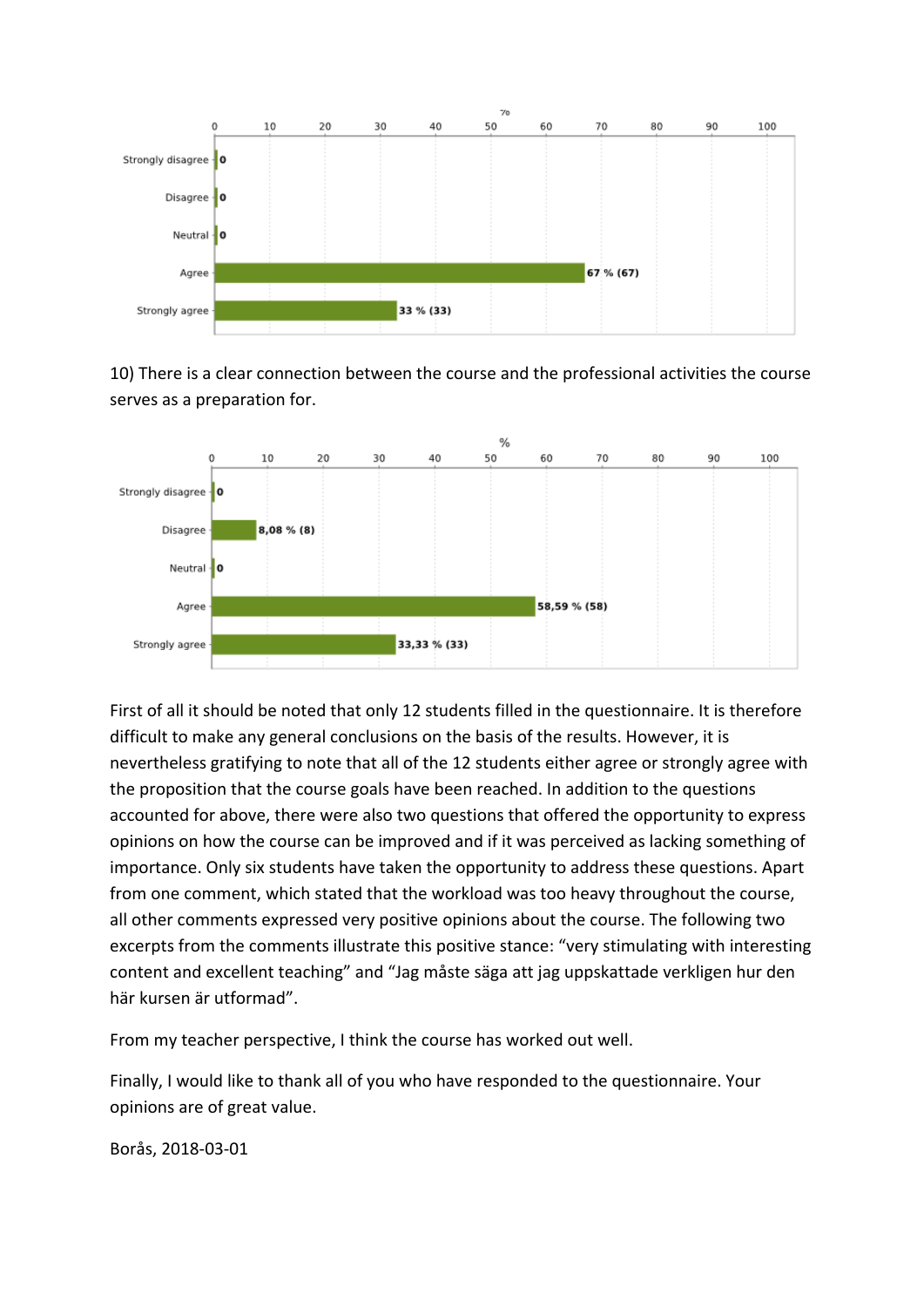%

0 10 20 30 40 50 60 70 80 90 100

Strongly disagree 0

Disagree 0

Neutral 0

Agree 67 % (67)

Strongly agree 33 % (33)

10) There is a clear connection between the course and the professional activities the course serves as a preparation for.

%

0 10 20 30 40 50 60 70 80 90 100

Strongly disagree 0

Disagree 8,08 % (8)

Neutral 0

Agree 58,59 % (58)

Strongly agree 33,33 % (33)

First of all it should be noted that only 12 students filled in the questionnaire. It is therefore difficult to make any general conclusions on the basis of the results. However, it is nevertheless gratifying to note that all of the 12 students either agree or strongly agree with the proposition that the course goals have been reached. In addition to the questions accounted for above, there were also two questions that offered the opportunity to express opinions on how the course can be improved and if it was perceived as lacking something of importance. Only six students have taken the opportunity to address these questions. Apart from one comment, which stated that the workload was too heavy throughout the course, all other comments expressed very positive opinions about the course. The following two excerpts from the comments illustrate this positive stance: "very stimulating with interesting content and excellent teaching" and "Jag måste säga att jag uppskattade verkligen hur den här kursen är utformad".

From my teacher perspective, I think the course has worked out well.

Finally, I would like to thank all of you who have responded to the questionnaire. Your opinions are of great value.

Borås, 2018-03-01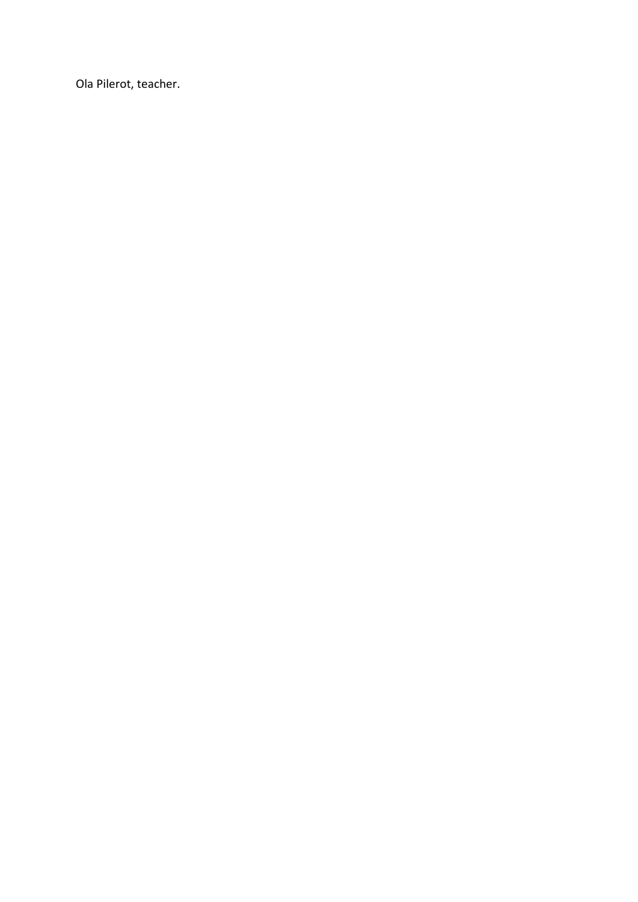Ola Pilerot, teacher.